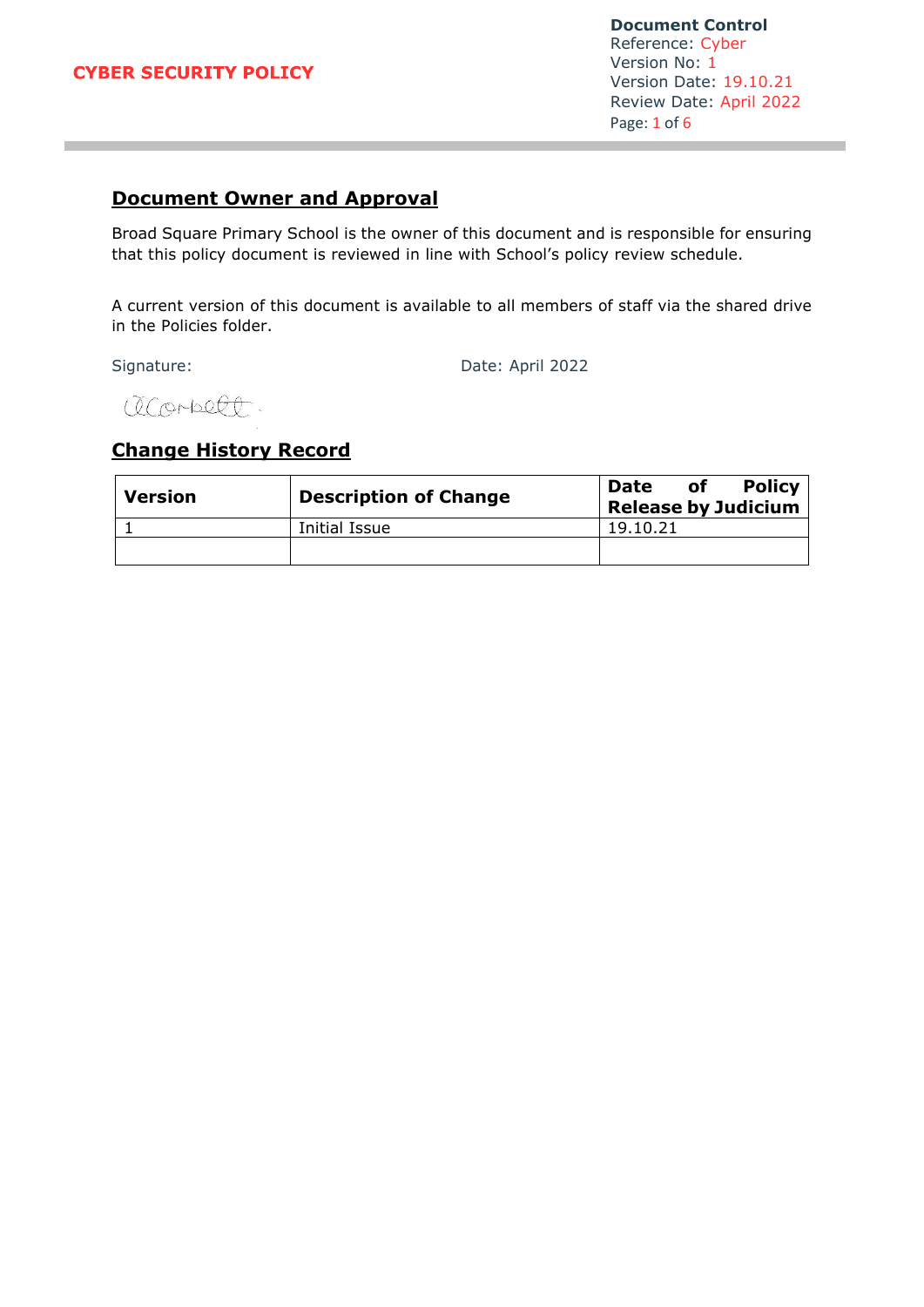# CYBER SECURITY POLICY

**Document Control**
Reference: Cyber
Version No: 1
Version Date: 19.10.21
Review Date: April 2022

## Document Owner and Approval

Broad Square Primary School is the owner of this document and is responsible for ensuring that this policy document is reviewed in line with School's policy review schedule.

A current version of this document is available to all members of staff via the shared drive in the Policies folder.

Signature: Date: April 2022

## Change History Record

| Version | Description of Change | Date of Policy Release by Judicium |
|---|---|---|
| 1 | Initial Issue | 19.10.21 |
| | | |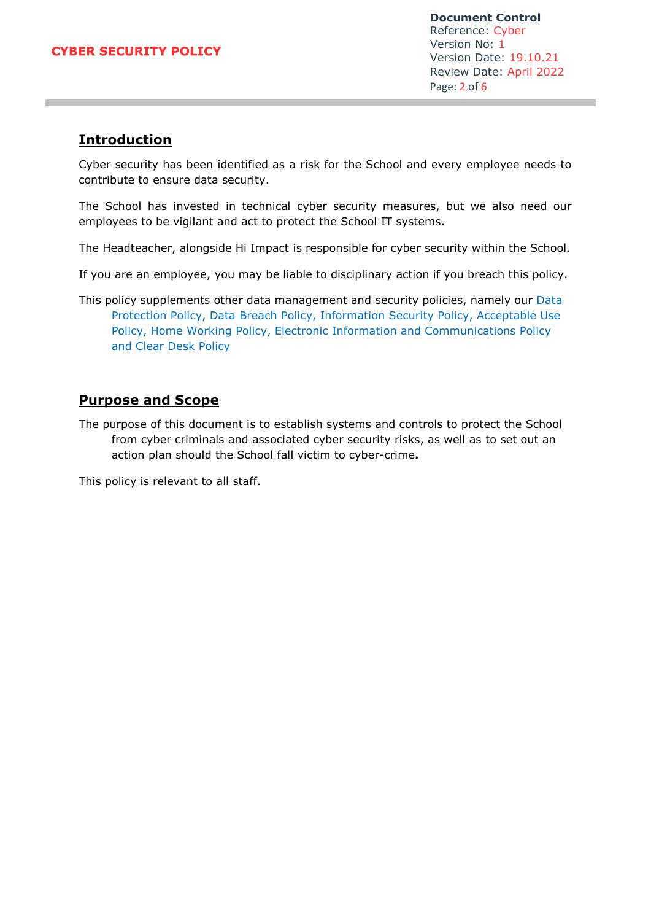## Introduction

Cyber security has been identified as a risk for the School and every employee needs to contribute to ensure data security.

The School has invested in technical cyber security measures, but we also need our employees to be vigilant and act to protect the School IT systems.

The Headteacher, alongside Hi Impact is responsible for cyber security within the School.

If you are an employee, you may be liable to disciplinary action if you breach this policy.

This policy supplements other data management and security policies, namely our Data Protection Policy, Data Breach Policy, Information Security Policy, Acceptable Use Policy, Home Working Policy, Electronic Information and Communications Policy and Clear Desk Policy

## Purpose and Scope

The purpose of this document is to establish systems and controls to protect the School from cyber criminals and associated cyber security risks, as well as to set out an action plan should the School fall victim to cyber-crime.

This policy is relevant to all staff.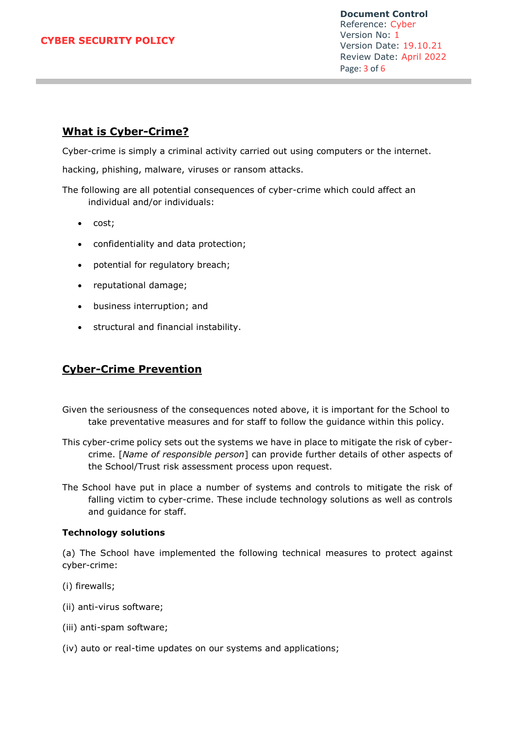## What is Cyber-Crime?

Cyber-crime is simply a criminal activity carried out using computers or the internet.

hacking, phishing, malware, viruses or ransom attacks.

The following are all potential consequences of cyber-crime which could affect an individual and/or individuals:

- cost;
- confidentiality and data protection;
- potential for regulatory breach;
- reputational damage;
- business interruption; and
- structural and financial instability.

## Cyber-Crime Prevention

Given the seriousness of the consequences noted above, it is important for the School to take preventative measures and for staff to follow the guidance within this policy.

This cyber-crime policy sets out the systems we have in place to mitigate the risk of cyber-crime. [*Name of responsible person*] can provide further details of other aspects of the School/Trust risk assessment process upon request.

The School have put in place a number of systems and controls to mitigate the risk of falling victim to cyber-crime. These include technology solutions as well as controls and guidance for staff.

**Technology solutions**

(a) The School have implemented the following technical measures to protect against cyber-crime:

(i) firewalls;

(ii) anti-virus software;

(iii) anti-spam software;

(iv) auto or real-time updates on our systems and applications;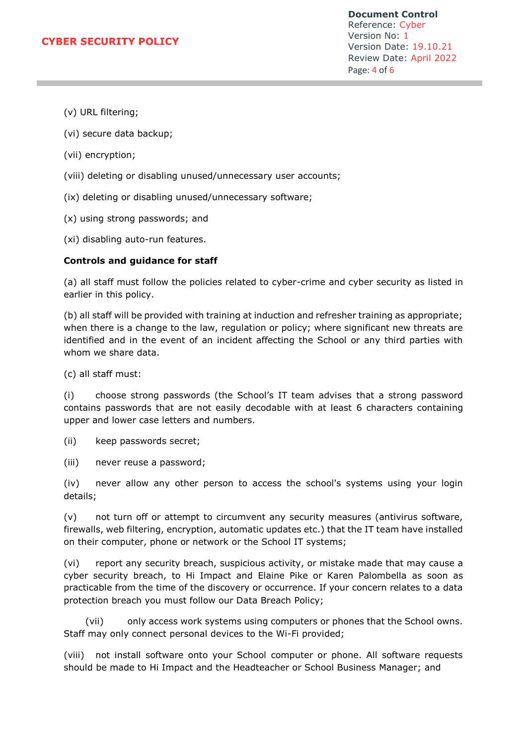(v) URL filtering;

(vi) secure data backup;

(vii) encryption;

(viii) deleting or disabling unused/unnecessary user accounts;

(ix) deleting or disabling unused/unnecessary software;

(x) using strong passwords; and

(xi) disabling auto-run features.

**Controls and guidance for staff**

(a) all staff must follow the policies related to cyber-crime and cyber security as listed in earlier in this policy.

(b) all staff will be provided with training at induction and refresher training as appropriate; when there is a change to the law, regulation or policy; where significant new threats are identified and in the event of an incident affecting the School or any third parties with whom we share data.

(c) all staff must:

(i) choose strong passwords (the School's IT team advises that a strong password contains passwords that are not easily decodable with at least 6 characters containing upper and lower case letters and numbers.

(ii) keep passwords secret;

(iii) never reuse a password;

(iv) never allow any other person to access the school's systems using your login details;

(v) not turn off or attempt to circumvent any security measures (antivirus software, firewalls, web filtering, encryption, automatic updates etc.) that the IT team have installed on their computer, phone or network or the School IT systems;

(vi) report any security breach, suspicious activity, or mistake made that may cause a cyber security breach, to Hi Impact and Elaine Pike or Karen Palombella as soon as practicable from the time of the discovery or occurrence. If your concern relates to a data protection breach you must follow our Data Breach Policy;

(vii) only access work systems using computers or phones that the School owns. Staff may only connect personal devices to the Wi-Fi provided;

(viii) not install software onto your School computer or phone. All software requests should be made to Hi Impact and the Headteacher or School Business Manager; and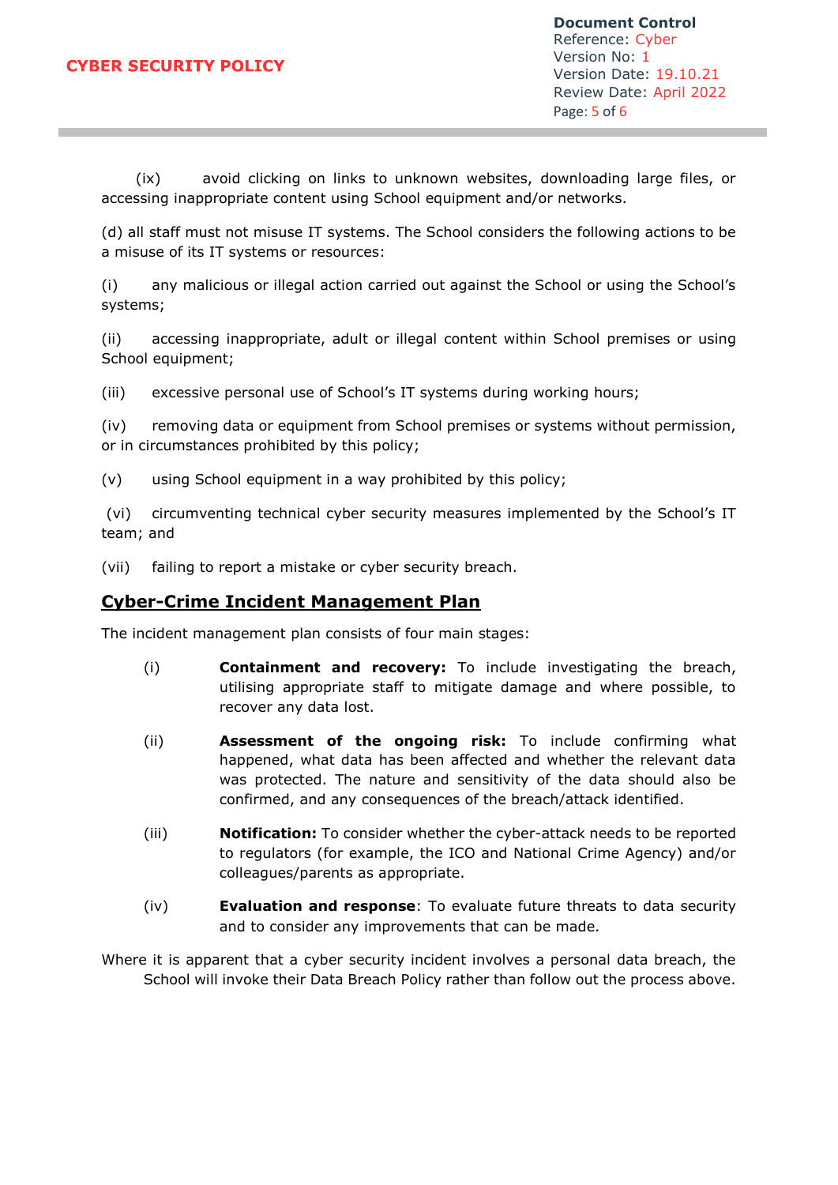(ix) avoid clicking on links to unknown websites, downloading large files, or accessing inappropriate content using School equipment and/or networks.

(d) all staff must not misuse IT systems. The School considers the following actions to be a misuse of its IT systems or resources:

(i) any malicious or illegal action carried out against the School or using the School's systems;

(ii) accessing inappropriate, adult or illegal content within School premises or using School equipment;

(iii) excessive personal use of School's IT systems during working hours;

(iv) removing data or equipment from School premises or systems without permission, or in circumstances prohibited by this policy;

(v) using School equipment in a way prohibited by this policy;

(vi) circumventing technical cyber security measures implemented by the School's IT team; and

(vii) failing to report a mistake or cyber security breach.

## Cyber-Crime Incident Management Plan

The incident management plan consists of four main stages:

(i) **Containment and recovery:** To include investigating the breach, utilising appropriate staff to mitigate damage and where possible, to recover any data lost.

(ii) **Assessment of the ongoing risk:** To include confirming what happened, what data has been affected and whether the relevant data was protected. The nature and sensitivity of the data should also be confirmed, and any consequences of the breach/attack identified.

(iii) **Notification:** To consider whether the cyber-attack needs to be reported to regulators (for example, the ICO and National Crime Agency) and/or colleagues/parents as appropriate.

(iv) **Evaluation and response**: To evaluate future threats to data security and to consider any improvements that can be made.

Where it is apparent that a cyber security incident involves a personal data breach, the School will invoke their Data Breach Policy rather than follow out the process above.